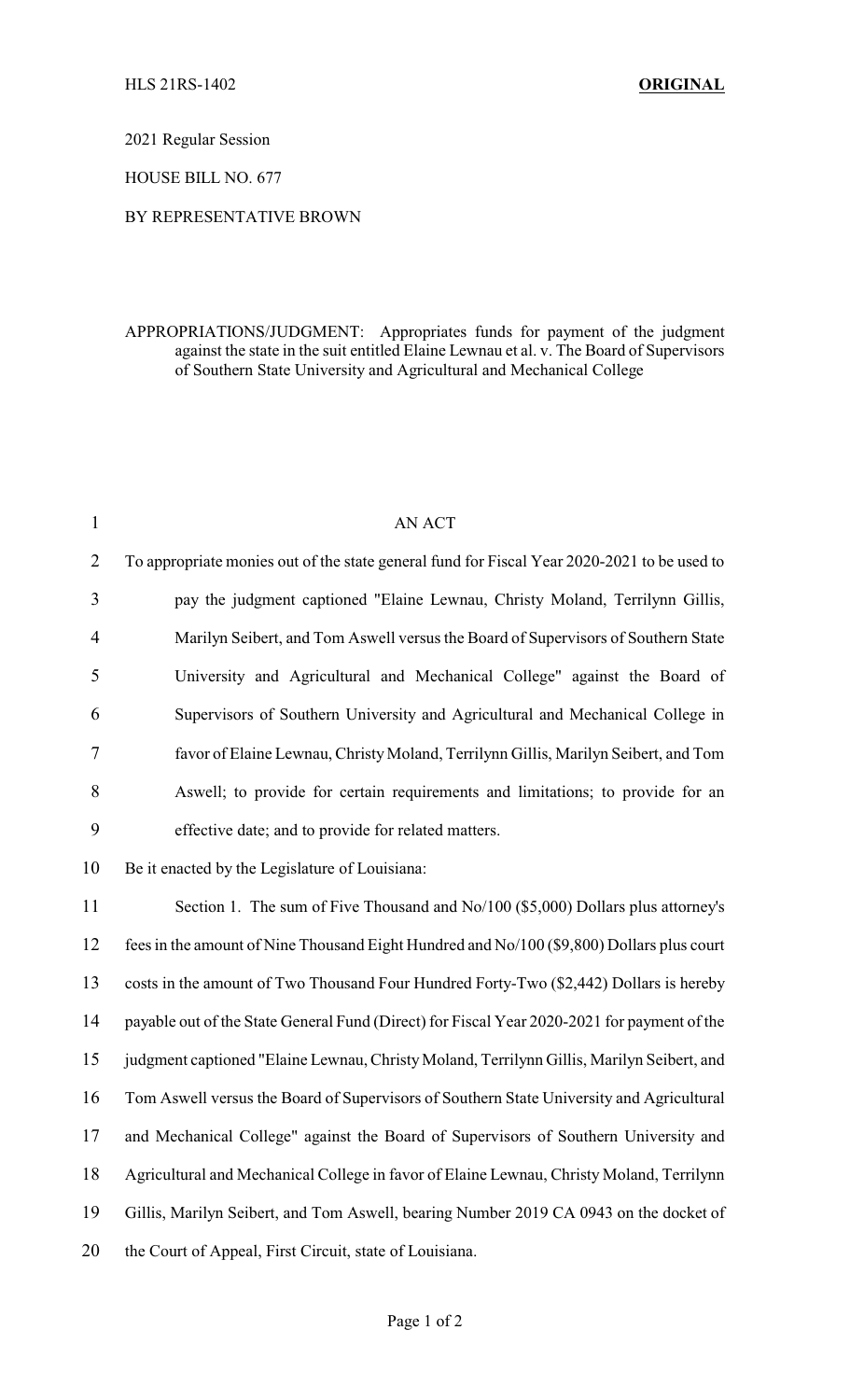HLS 21RS-1402 **ORIGINAL**

2021 Regular Session

HOUSE BILL NO. 677

BY REPRESENTATIVE BROWN

APPROPRIATIONS/JUDGMENT: Appropriates funds for payment of the judgment against the state in the suit entitled Elaine Lewnau et al. v. The Board of Supervisors of Southern State University and Agricultural and Mechanical College

AN ACT

To appropriate monies out of the state general fund for Fiscal Year 2020-2021 to be used to pay the judgment captioned "Elaine Lewnau, Christy Moland, Terrilynn Gillis, Marilyn Seibert, and Tom Aswell versus the Board of Supervisors of Southern State University and Agricultural and Mechanical College" against the Board of Supervisors of Southern University and Agricultural and Mechanical College in favor of Elaine Lewnau, Christy Moland, Terrilynn Gillis, Marilyn Seibert, and Tom Aswell; to provide for certain requirements and limitations; to provide for an effective date; and to provide for related matters.

Be it enacted by the Legislature of Louisiana:

Section 1. The sum of Five Thousand and No/100 ($5,000) Dollars plus attorney's fees in the amount of Nine Thousand Eight Hundred and No/100 ($9,800) Dollars plus court costs in the amount of Two Thousand Four Hundred Forty-Two ($2,442) Dollars is hereby payable out of the State General Fund (Direct) for Fiscal Year 2020-2021 for payment of the judgment captioned "Elaine Lewnau, Christy Moland, Terrilynn Gillis, Marilyn Seibert, and Tom Aswell versus the Board of Supervisors of Southern State University and Agricultural and Mechanical College" against the Board of Supervisors of Southern University and Agricultural and Mechanical College in favor of Elaine Lewnau, Christy Moland, Terrilynn Gillis, Marilyn Seibert, and Tom Aswell, bearing Number 2019 CA 0943 on the docket of the Court of Appeal, First Circuit, state of Louisiana.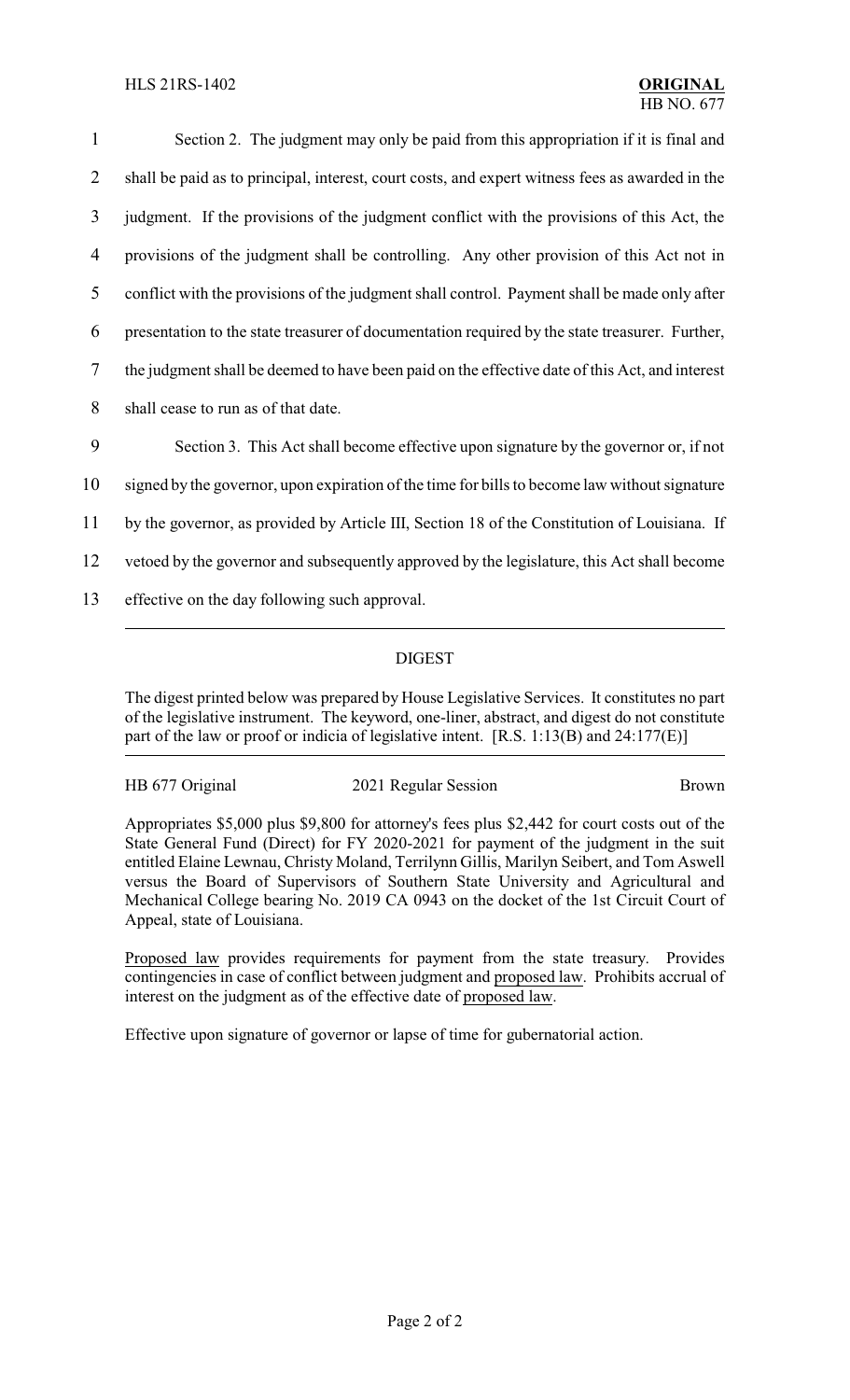Section 2. The judgment may only be paid from this appropriation if it is final and shall be paid as to principal, interest, court costs, and expert witness fees as awarded in the judgment. If the provisions of the judgment conflict with the provisions of this Act, the provisions of the judgment shall be controlling. Any other provision of this Act not in conflict with the provisions of the judgment shall control. Payment shall be made only after presentation to the state treasurer of documentation required by the state treasurer. Further, the judgment shall be deemed to have been paid on the effective date of this Act, and interest shall cease to run as of that date.

Section 3. This Act shall become effective upon signature by the governor or, if not signed by the governor, upon expiration of the time for bills to become law without signature by the governor, as provided by Article III, Section 18 of the Constitution of Louisiana. If vetoed by the governor and subsequently approved by the legislature, this Act shall become effective on the day following such approval.

## DIGEST

The digest printed below was prepared by House Legislative Services. It constitutes no part of the legislative instrument. The keyword, one-liner, abstract, and digest do not constitute part of the law or proof or indicia of legislative intent. [R.S. 1:13(B) and 24:177(E)]

HB 677 Original 2021 Regular Session Brown

Appropriates $5,000 plus $9,800 for attorney's fees plus $2,442 for court costs out of the State General Fund (Direct) for FY 2020-2021 for payment of the judgment in the suit entitled Elaine Lewnau, Christy Moland, Terrilynn Gillis, Marilyn Seibert, and Tom Aswell versus the Board of Supervisors of Southern State University and Agricultural and Mechanical College bearing No. 2019 CA 0943 on the docket of the 1st Circuit Court of Appeal, state of Louisiana.

Proposed law provides requirements for payment from the state treasury. Provides contingencies in case of conflict between judgment and proposed law. Prohibits accrual of interest on the judgment as of the effective date of proposed law.

Effective upon signature of governor or lapse of time for gubernatorial action.